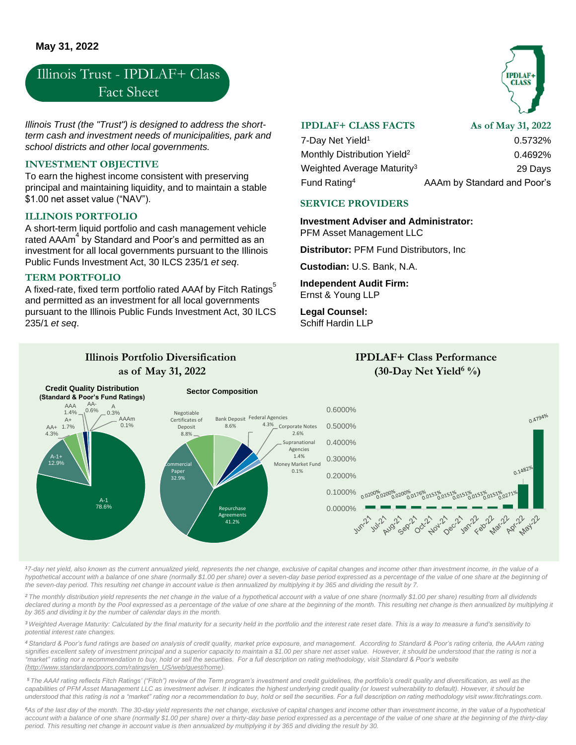**May 31, 2022**

# Illinois Trust - IPDLAF+ Class Fact Sheet

*Illinois Trust (the "Trust") is designed to address the short-term cash and investment needs of municipalities, park and school districts and other local governments.*

## INVESTMENT OBJECTIVE

To earn the highest income consistent with preserving principal and maintaining liquidity, and to maintain a stable $1.00 net asset value ("NAV").

## ILLINOIS PORTFOLIO

A short-term liquid portfolio and cash management vehicle rated AAAm[4] by Standard and Poor's and permitted as an investment for all local governments pursuant to the Illinois Public Funds Investment Act, 30 ILCS 235/1 *et seq*.

## TERM PORTFOLIO

A fixed-rate, fixed term portfolio rated AAAf by Fitch Ratings[5] and permitted as an investment for all local governments pursuant to the Illinois Public Funds Investment Act, 30 ILCS 235/1 *et seq*.

## IPDLAF+ CLASS FACTS

| IPDLAF+ CLASS FACTS | As of May 31, 2022 |
|---|---|
| 7-Day Net Yield[1] | 0.5732% |
| Monthly Distribution Yield[2] | 0.4692% |
| Weighted Average Maturity[3] | 29 Days |
| Fund Rating[4] | AAAm by Standard and Poor's |

## SERVICE PROVIDERS

**Investment Adviser and Administrator:**
PFM Asset Management LLC

**Distributor:** PFM Fund Distributors, Inc

**Custodian:** U.S. Bank, N.A.

**Independent Audit Firm:**
Ernst & Young LLP

**Legal Counsel:**
Schiff Hardin LLP

## Illinois Portfolio Diversification as of May 31, 2022

**Credit Quality Distribution (Standard & Poor's Fund Ratings)**

| Rating | % |
|---|---|
| A-1 | 78.6% |
| A-1+ | 12.9% |
| AA+ | 4.3% |
| A+ | 1.7% |
| AAA | 1.4% |
| AA- | 0.6% |
| A | 0.3% |
| AAAm | 0.1% |

**Sector Composition**

| Sector | % |
|---|---|
| Repurchase Agreements | 41.2% |
| Commercial Paper | 32.9% |
| Negotiable Certificates of Deposit | 8.8% |
| Bank Deposit | 8.6% |
| Federal Agencies | 4.3% |
| Corporate Notes | 2.6% |
| Supranational Agencies | 1.4% |
| Money Market Fund | 0.1% |

## IPDLAF+ Class Performance (30-Day Net Yield[6] %)

| Month | 30-Day Net Yield |
|---|---|
| Jun-21 | 0.0200% |
| Jul-21 | 0.0200% |
| Aug-21 | 0.0200% |
| Sep-21 | 0.0176% |
| Oct-21 | 0.0151% |
| Nov-21 | 0.0151% |
| Dec-21 | 0.0151% |
| Jan-22 | 0.0151% |
| Feb-22 | 0.0151% |
| Mar-22 | 0.0271% |
| Apr-22 | 0.1482% |
| May-22 | 0.4794% |

*[1] 7-day net yield, also known as the current annualized yield, represents the net change, exclusive of capital changes and income other than investment income, in the value of a hypothetical account with a balance of one share (normally $1.00 per share) over a seven-day base period expressed as a percentage of the value of one share at the beginning of the seven-day period. This resulting net change in account value is then annualized by multiplying it by 365 and dividing the result by 7.*

*[2] The monthly distribution yield represents the net change in the value of a hypothetical account with a value of one share (normally $1.00 per share) resulting from all dividends declared during a month by the Pool expressed as a percentage of the value of one share at the beginning of the month. This resulting net change is then annualized by multiplying it by 365 and dividing it by the number of calendar days in the month.*

*[3] Weighted Average Maturity: Calculated by the final maturity for a security held in the portfolio and the interest rate reset date. This is a way to measure a fund's sensitivity to potential interest rate changes.*

*[4] Standard & Poor's fund ratings are based on analysis of credit quality, market price exposure, and management. According to Standard & Poor's rating criteria, the AAAm rating signifies excellent safety of investment principal and a superior capacity to maintain a $1.00 per share net asset value. However, it should be understood that the rating is not a "market" rating nor a recommendation to buy, hold or sell the securities. For a full description on rating methodology, visit Standard & Poor's website (http://www.standardandpoors.com/ratings/en_US/web/guest/home).*

*[5] The AAAf rating reflects Fitch Ratings' ("Fitch") review of the Term program's investment and credit guidelines, the portfolio's credit quality and diversification, as well as the capabilities of PFM Asset Management LLC as investment adviser. It indicates the highest underlying credit quality (or lowest vulnerability to default). However, it should be understood that this rating is not a "market" rating nor a recommendation to buy, hold or sell the securities. For a full description on rating methodology visit www.fitchratings.com.*

*[6] As of the last day of the month. The 30-day yield represents the net change, exclusive of capital changes and income other than investment income, in the value of a hypothetical account with a balance of one share (normally $1.00 per share) over a thirty-day base period expressed as a percentage of the value of one share at the beginning of the thirty-day period. This resulting net change in account value is then annualized by multiplying it by 365 and dividing the result by 30.*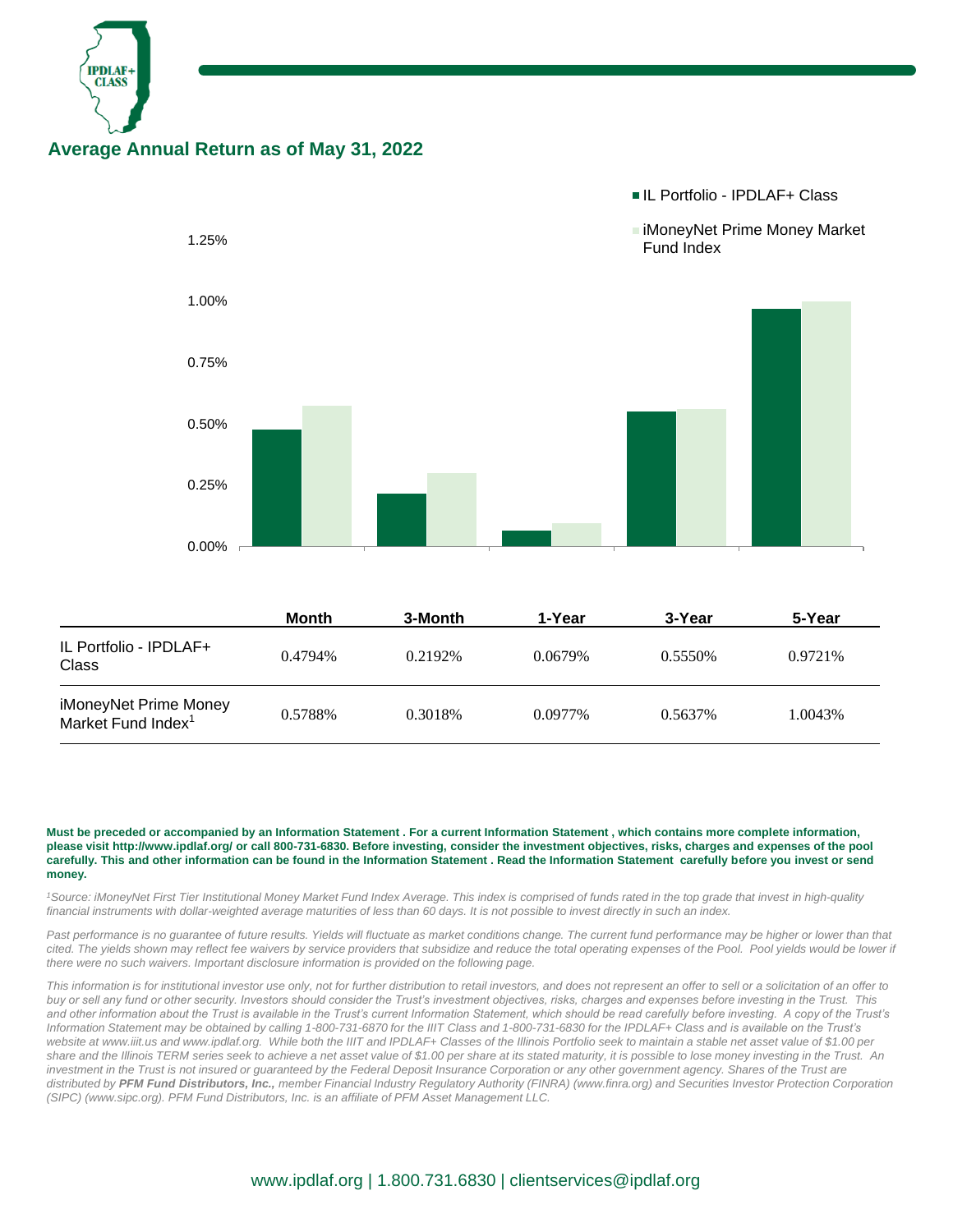## Average Annual Return as of May 31, 2022

IL Portfolio - IPDLAF+ Class

iMoneyNet Prime Money Market Fund Index

1.25%
1.00%
0.75%
0.50%
0.25%
0.00%

| | Month | 3-Month | 1-Year | 3-Year | 5-Year |
|---|---|---|---|---|---|
| IL Portfolio - IPDLAF+ Class | 0.4794% | 0.2192% | 0.0679% | 0.5550% | 0.9721% |
| iMoneyNet Prime Money Market Fund Index[1] | 0.5788% | 0.3018% | 0.0977% | 0.5637% | 1.0043% |

**Must be preceded or accompanied by an Information Statement . For a current Information Statement , which contains more complete information, please visit http://www.ipdlaf.org/ or call 800-731-6830. Before investing, consider the investment objectives, risks, charges and expenses of the pool carefully. This and other information can be found in the Information Statement . Read the Information Statement carefully before you invest or send money.**

*[1]Source: iMoneyNet First Tier Institutional Money Market Fund Index Average. This index is comprised of funds rated in the top grade that invest in high-quality financial instruments with dollar-weighted average maturities of less than 60 days. It is not possible to invest directly in such an index.*

*Past performance is no guarantee of future results. Yields will fluctuate as market conditions change. The current fund performance may be higher or lower than that cited. The yields shown may reflect fee waivers by service providers that subsidize and reduce the total operating expenses of the Pool. Pool yields would be lower if there were no such waivers. Important disclosure information is provided on the following page.*

*This information is for institutional investor use only, not for further distribution to retail investors, and does not represent an offer to sell or a solicitation of an offer to buy or sell any fund or other security. Investors should consider the Trust's investment objectives, risks, charges and expenses before investing in the Trust. This and other information about the Trust is available in the Trust's current Information Statement, which should be read carefully before investing. A copy of the Trust's Information Statement may be obtained by calling 1-800-731-6870 for the IIIT Class and 1-800-731-6830 for the IPDLAF+ Class and is available on the Trust's website at www.iiit.us and www.ipdlaf.org. While both the IIIT and IPDLAF+ Classes of the Illinois Portfolio seek to maintain a stable net asset value of $1.00 per share and the Illinois TERM series seek to achieve a net asset value of $1.00 per share at its stated maturity, it is possible to lose money investing in the Trust. An investment in the Trust is not insured or guaranteed by the Federal Deposit Insurance Corporation or any other government agency. Shares of the Trust are distributed by **PFM Fund Distributors, Inc.,** member Financial Industry Regulatory Authority (FINRA) (www.finra.org) and Securities Investor Protection Corporation (SIPC) (www.sipc.org). PFM Fund Distributors, Inc. is an affiliate of PFM Asset Management LLC.*

www.ipdlaf.org | 1.800.731.6830 | clientservices@ipdlaf.org